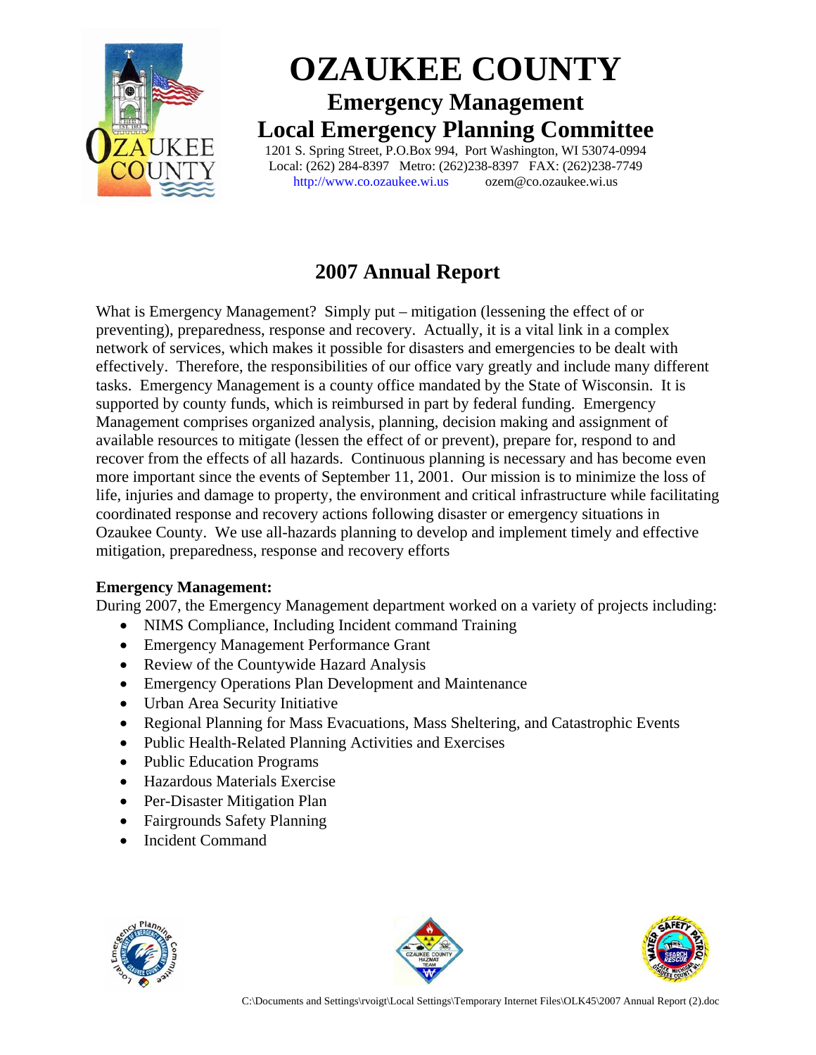# OZAUKEE COUNTY

## Emergency Management

## Local Emergency Planning Committee

1201 S. Spring Street, P.O.Box 994, Port Washington, WI 53074-0994
Local: (262) 284-8397 Metro: (262)238-8397 FAX: (262)238-7749
http://www.co.ozaukee.wi.us ozem@co.ozaukee.wi.us

## 2007 Annual Report

What is Emergency Management? Simply put – mitigation (lessening the effect of or preventing), preparedness, response and recovery. Actually, it is a vital link in a complex network of services, which makes it possible for disasters and emergencies to be dealt with effectively. Therefore, the responsibilities of our office vary greatly and include many different tasks. Emergency Management is a county office mandated by the State of Wisconsin. It is supported by county funds, which is reimbursed in part by federal funding. Emergency Management comprises organized analysis, planning, decision making and assignment of available resources to mitigate (lessen the effect of or prevent), prepare for, respond to and recover from the effects of all hazards. Continuous planning is necessary and has become even more important since the events of September 11, 2001. Our mission is to minimize the loss of life, injuries and damage to property, the environment and critical infrastructure while facilitating coordinated response and recovery actions following disaster or emergency situations in Ozaukee County. We use all-hazards planning to develop and implement timely and effective mitigation, preparedness, response and recovery efforts

**Emergency Management:**

During 2007, the Emergency Management department worked on a variety of projects including:

- NIMS Compliance, Including Incident command Training
- Emergency Management Performance Grant
- Review of the Countywide Hazard Analysis
- Emergency Operations Plan Development and Maintenance
- Urban Area Security Initiative
- Regional Planning for Mass Evacuations, Mass Sheltering, and Catastrophic Events
- Public Health-Related Planning Activities and Exercises
- Public Education Programs
- Hazardous Materials Exercise
- Per-Disaster Mitigation Plan
- Fairgrounds Safety Planning
- Incident Command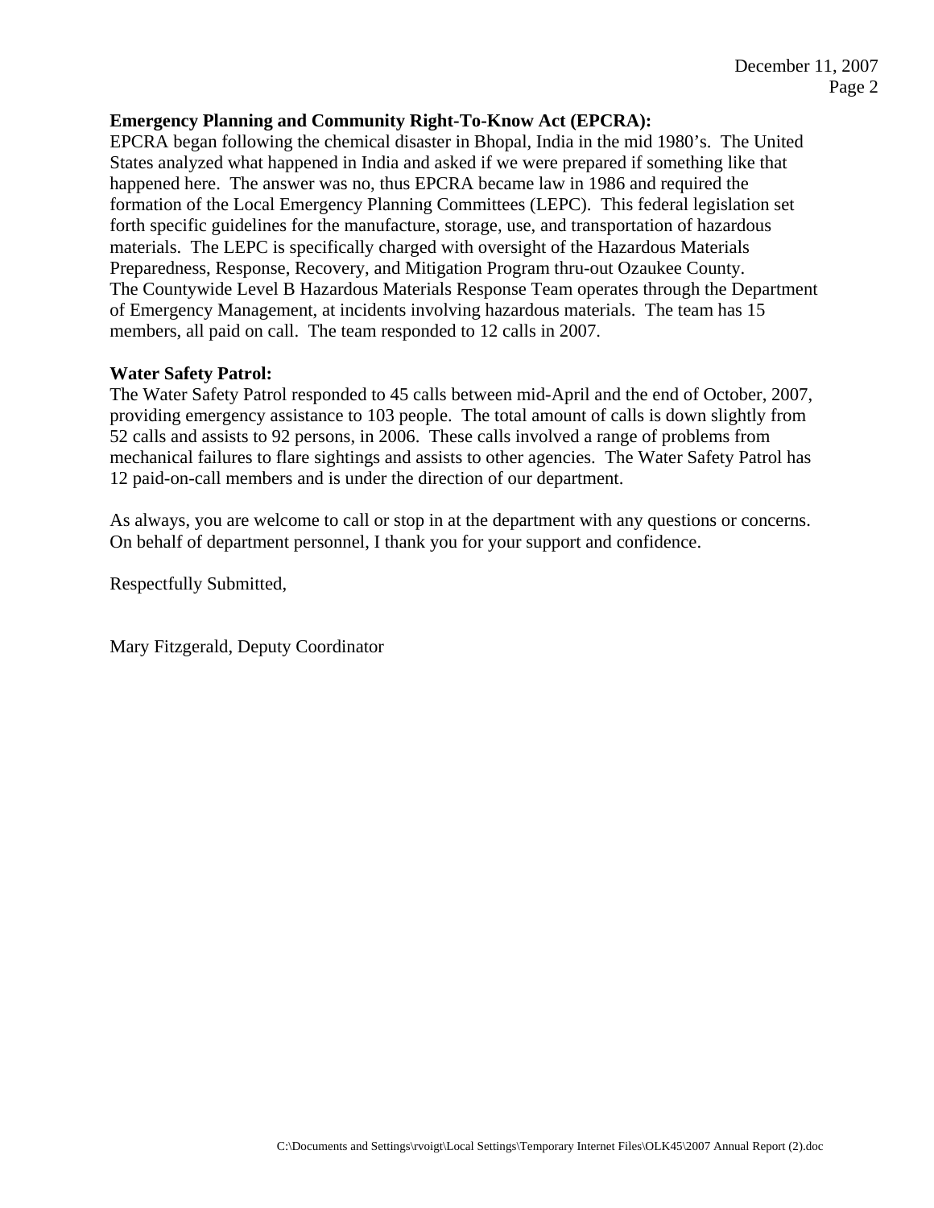**Emergency Planning and Community Right-To-Know Act (EPCRA):**
EPCRA began following the chemical disaster in Bhopal, India in the mid 1980's. The United States analyzed what happened in India and asked if we were prepared if something like that happened here. The answer was no, thus EPCRA became law in 1986 and required the formation of the Local Emergency Planning Committees (LEPC). This federal legislation set forth specific guidelines for the manufacture, storage, use, and transportation of hazardous materials. The LEPC is specifically charged with oversight of the Hazardous Materials Preparedness, Response, Recovery, and Mitigation Program thru-out Ozaukee County.
The Countywide Level B Hazardous Materials Response Team operates through the Department of Emergency Management, at incidents involving hazardous materials. The team has 15 members, all paid on call. The team responded to 12 calls in 2007.

**Water Safety Patrol:**
The Water Safety Patrol responded to 45 calls between mid-April and the end of October, 2007, providing emergency assistance to 103 people. The total amount of calls is down slightly from 52 calls and assists to 92 persons, in 2006. These calls involved a range of problems from mechanical failures to flare sightings and assists to other agencies. The Water Safety Patrol has 12 paid-on-call members and is under the direction of our department.

As always, you are welcome to call or stop in at the department with any questions or concerns. On behalf of department personnel, I thank you for your support and confidence.

Respectfully Submitted,

Mary Fitzgerald, Deputy Coordinator